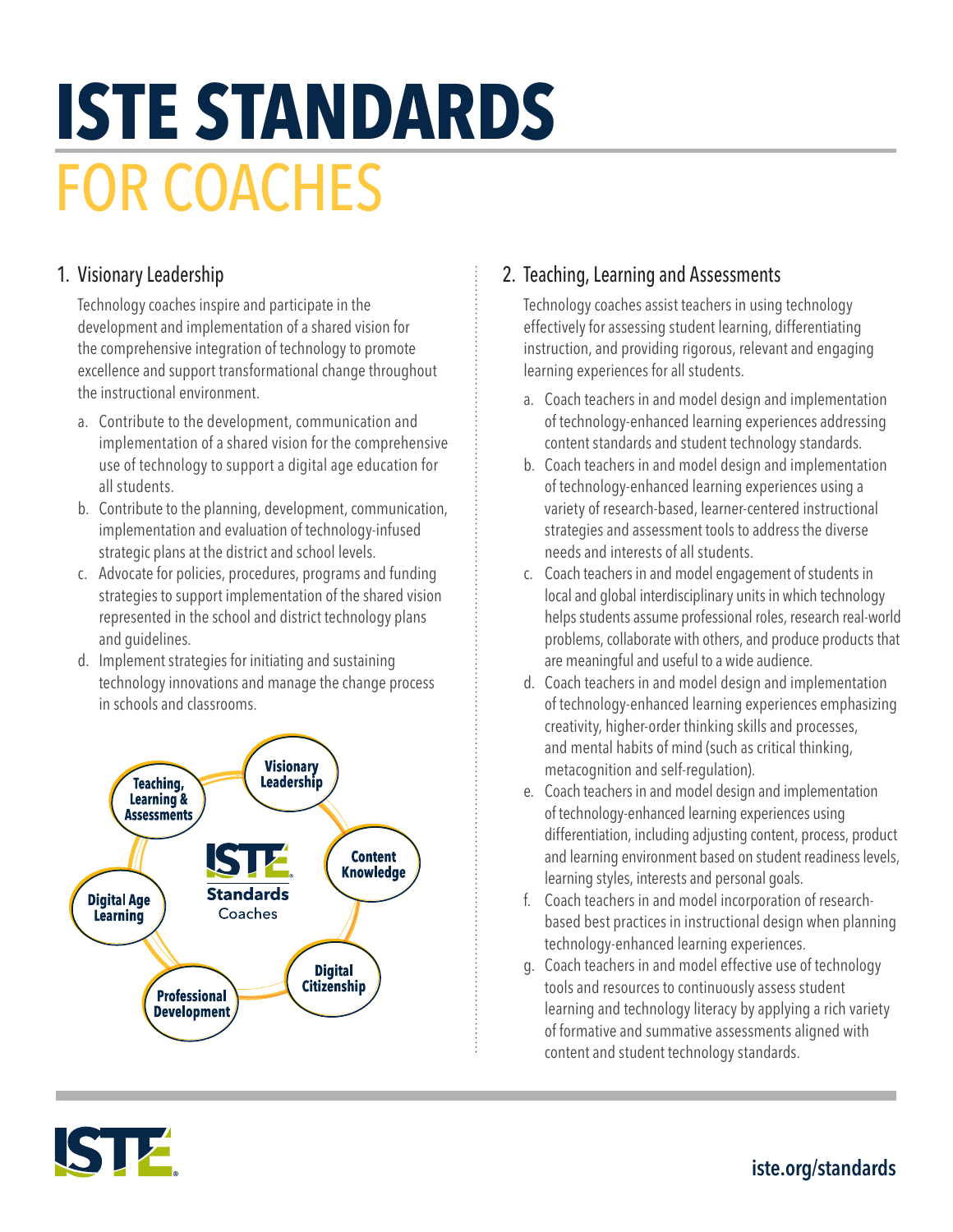# ISTE STANDARDS

# FOR COACHES

## 1. Visionary Leadership

Technology coaches inspire and participate in the development and implementation of a shared vision for the comprehensive integration of technology to promote excellence and support transformational change throughout the instructional environment.

a. Contribute to the development, communication and implementation of a shared vision for the comprehensive use of technology to support a digital age education for all students.

b. Contribute to the planning, development, communication, implementation and evaluation of technology-infused strategic plans at the district and school levels.

c. Advocate for policies, procedures, programs and funding strategies to support implementation of the shared vision represented in the school and district technology plans and guidelines.

d. Implement strategies for initiating and sustaining technology innovations and manage the change process in schools and classrooms.

## 2. Teaching, Learning and Assessments

Technology coaches assist teachers in using technology effectively for assessing student learning, differentiating instruction, and providing rigorous, relevant and engaging learning experiences for all students.

a. Coach teachers in and model design and implementation of technology-enhanced learning experiences addressing content standards and student technology standards.

b. Coach teachers in and model design and implementation of technology-enhanced learning experiences using a variety of research-based, learner-centered instructional strategies and assessment tools to address the diverse needs and interests of all students.

c. Coach teachers in and model engagement of students in local and global interdisciplinary units in which technology helps students assume professional roles, research real-world problems, collaborate with others, and produce products that are meaningful and useful to a wide audience.

d. Coach teachers in and model design and implementation of technology-enhanced learning experiences emphasizing creativity, higher-order thinking skills and processes, and mental habits of mind (such as critical thinking, metacognition and self-regulation).

e. Coach teachers in and model design and implementation of technology-enhanced learning experiences using differentiation, including adjusting content, process, product and learning environment based on student readiness levels, learning styles, interests and personal goals.

f. Coach teachers in and model incorporation of research-based best practices in instructional design when planning technology-enhanced learning experiences.

g. Coach teachers in and model effective use of technology tools and resources to continuously assess student learning and technology literacy by applying a rich variety of formative and summative assessments aligned with content and student technology standards.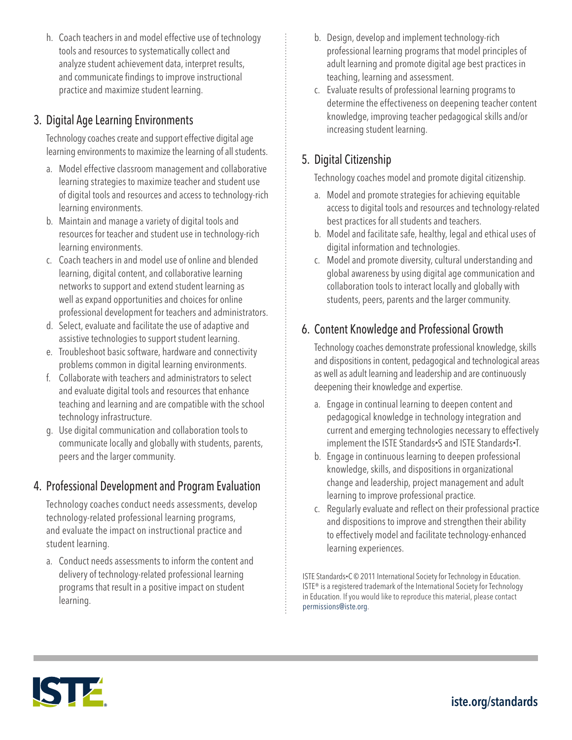h. Coach teachers in and model effective use of technology tools and resources to systematically collect and analyze student achievement data, interpret results, and communicate findings to improve instructional practice and maximize student learning.

## 3. Digital Age Learning Environments

Technology coaches create and support effective digital age learning environments to maximize the learning of all students.

a. Model effective classroom management and collaborative learning strategies to maximize teacher and student use of digital tools and resources and access to technology-rich learning environments.

b. Maintain and manage a variety of digital tools and resources for teacher and student use in technology-rich learning environments.

c. Coach teachers in and model use of online and blended learning, digital content, and collaborative learning networks to support and extend student learning as well as expand opportunities and choices for online professional development for teachers and administrators.

d. Select, evaluate and facilitate the use of adaptive and assistive technologies to support student learning.

e. Troubleshoot basic software, hardware and connectivity problems common in digital learning environments.

f. Collaborate with teachers and administrators to select and evaluate digital tools and resources that enhance teaching and learning and are compatible with the school technology infrastructure.

g. Use digital communication and collaboration tools to communicate locally and globally with students, parents, peers and the larger community.

## 4. Professional Development and Program Evaluation

Technology coaches conduct needs assessments, develop technology-related professional learning programs, and evaluate the impact on instructional practice and student learning.

a. Conduct needs assessments to inform the content and delivery of technology-related professional learning programs that result in a positive impact on student learning.

b. Design, develop and implement technology-rich professional learning programs that model principles of adult learning and promote digital age best practices in teaching, learning and assessment.

c. Evaluate results of professional learning programs to determine the effectiveness on deepening teacher content knowledge, improving teacher pedagogical skills and/or increasing student learning.

## 5. Digital Citizenship

Technology coaches model and promote digital citizenship.

a. Model and promote strategies for achieving equitable access to digital tools and resources and technology-related best practices for all students and teachers.

b. Model and facilitate safe, healthy, legal and ethical uses of digital information and technologies.

c. Model and promote diversity, cultural understanding and global awareness by using digital age communication and collaboration tools to interact locally and globally with students, peers, parents and the larger community.

## 6. Content Knowledge and Professional Growth

Technology coaches demonstrate professional knowledge, skills and dispositions in content, pedagogical and technological areas as well as adult learning and leadership and are continuously deepening their knowledge and expertise.

a. Engage in continual learning to deepen content and pedagogical knowledge in technology integration and current and emerging technologies necessary to effectively implement the ISTE Standards•S and ISTE Standards•T.

b. Engage in continuous learning to deepen professional knowledge, skills, and dispositions in organizational change and leadership, project management and adult learning to improve professional practice.

c. Regularly evaluate and reflect on their professional practice and dispositions to improve and strengthen their ability to effectively model and facilitate technology-enhanced learning experiences.

ISTE Standards•C © 2011 International Society for Technology in Education. ISTE® is a registered trademark of the International Society for Technology in Education. If you would like to reproduce this material, please contact permissions@iste.org.

ISTE

iste.org/standards